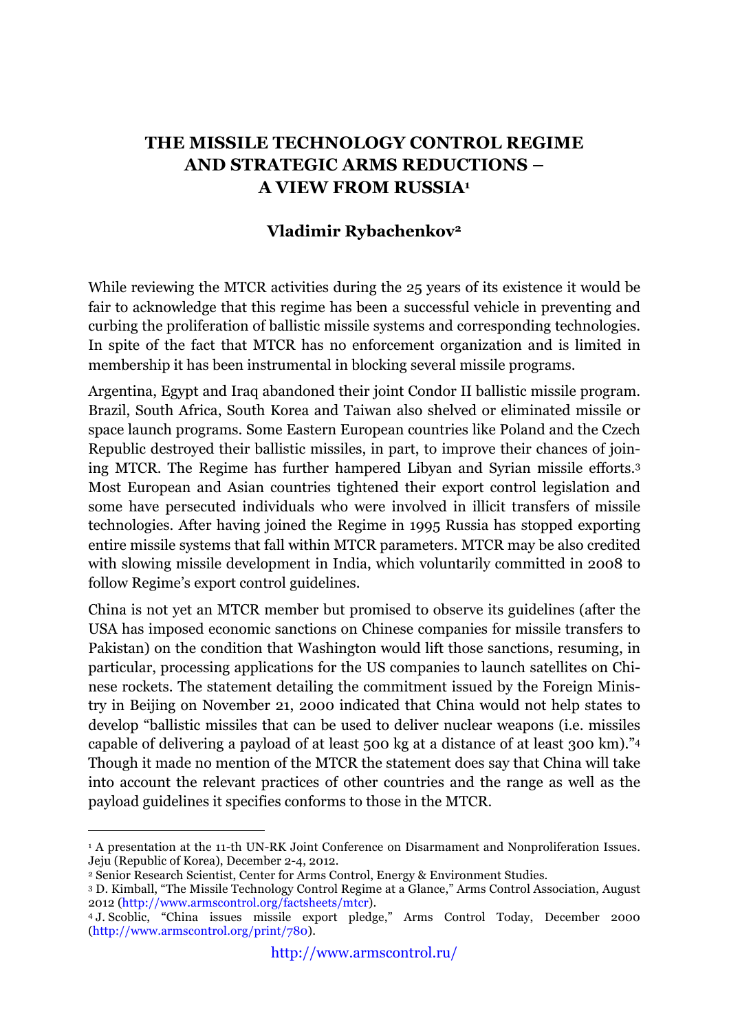# THE MISSILE TECHNOLOGY CONTROL REGIME AND STRATEGIC ARMS REDUCTIONS – A VIEW FROM RUSSIA[1]

**Vladimir Rybachenkov[2]**

While reviewing the MTCR activities during the 25 years of its existence it would be fair to acknowledge that this regime has been a successful vehicle in preventing and curbing the proliferation of ballistic missile systems and corresponding technologies. In spite of the fact that MTCR has no enforcement organization and is limited in membership it has been instrumental in blocking several missile programs.

Argentina, Egypt and Iraq abandoned their joint Condor II ballistic missile program. Brazil, South Africa, South Korea and Taiwan also shelved or eliminated missile or space launch programs. Some Eastern European countries like Poland and the Czech Republic destroyed their ballistic missiles, in part, to improve their chances of joining MTCR. The Regime has further hampered Libyan and Syrian missile efforts.[3] Most European and Asian countries tightened their export control legislation and some have persecuted individuals who were involved in illicit transfers of missile technologies. After having joined the Regime in 1995 Russia has stopped exporting entire missile systems that fall within MTCR parameters. MTCR may be also credited with slowing missile development in India, which voluntarily committed in 2008 to follow Regime's export control guidelines.

China is not yet an MTCR member but promised to observe its guidelines (after the USA has imposed economic sanctions on Chinese companies for missile transfers to Pakistan) on the condition that Washington would lift those sanctions, resuming, in particular, processing applications for the US companies to launch satellites on Chinese rockets. The statement detailing the commitment issued by the Foreign Ministry in Beijing on November 21, 2000 indicated that China would not help states to develop "ballistic missiles that can be used to deliver nuclear weapons (i.e. missiles capable of delivering a payload of at least 500 kg at a distance of at least 300 km)."[4] Though it made no mention of the MTCR the statement does say that China will take into account the relevant practices of other countries and the range as well as the payload guidelines it specifies conforms to those in the MTCR.

---

[1] A presentation at the 11-th UN-RK Joint Conference on Disarmament and Nonproliferation Issues. Jeju (Republic of Korea), December 2-4, 2012.

[2] Senior Research Scientist, Center for Arms Control, Energy & Environment Studies.

[3] D. Kimball, "The Missile Technology Control Regime at a Glance," Arms Control Association, August 2012 (http://www.armscontrol.org/factsheets/mtcr).

[4] J. Scoblic, "China issues missile export pledge," Arms Control Today, December 2000 (http://www.armscontrol.org/print/780).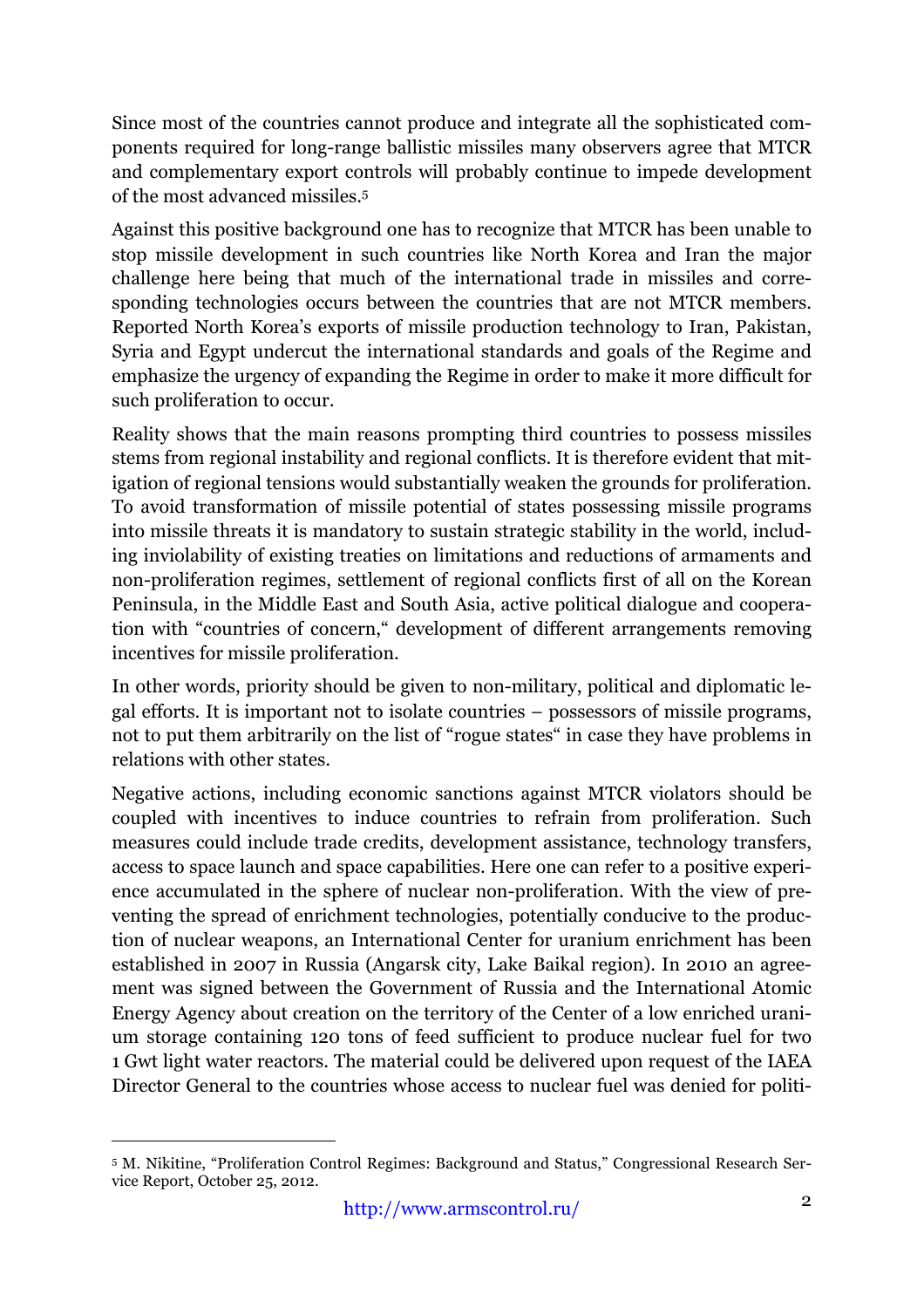Since most of the countries cannot produce and integrate all the sophisticated components required for long-range ballistic missiles many observers agree that MTCR and complementary export controls will probably continue to impede development of the most advanced missiles.[5]

Against this positive background one has to recognize that MTCR has been unable to stop missile development in such countries like North Korea and Iran the major challenge here being that much of the international trade in missiles and corresponding technologies occurs between the countries that are not MTCR members. Reported North Korea's exports of missile production technology to Iran, Pakistan, Syria and Egypt undercut the international standards and goals of the Regime and emphasize the urgency of expanding the Regime in order to make it more difficult for such proliferation to occur.

Reality shows that the main reasons prompting third countries to possess missiles stems from regional instability and regional conflicts. It is therefore evident that mitigation of regional tensions would substantially weaken the grounds for proliferation. To avoid transformation of missile potential of states possessing missile programs into missile threats it is mandatory to sustain strategic stability in the world, including inviolability of existing treaties on limitations and reductions of armaments and non-proliferation regimes, settlement of regional conflicts first of all on the Korean Peninsula, in the Middle East and South Asia, active political dialogue and cooperation with "countries of concern," development of different arrangements removing incentives for missile proliferation.

In other words, priority should be given to non-military, political and diplomatic legal efforts. It is important not to isolate countries – possessors of missile programs, not to put them arbitrarily on the list of "rogue states" in case they have problems in relations with other states.

Negative actions, including economic sanctions against MTCR violators should be coupled with incentives to induce countries to refrain from proliferation. Such measures could include trade credits, development assistance, technology transfers, access to space launch and space capabilities. Here one can refer to a positive experience accumulated in the sphere of nuclear non-proliferation. With the view of preventing the spread of enrichment technologies, potentially conducive to the production of nuclear weapons, an International Center for uranium enrichment has been established in 2007 in Russia (Angarsk city, Lake Baikal region). In 2010 an agreement was signed between the Government of Russia and the International Atomic Energy Agency about creation on the territory of the Center of a low enriched uranium storage containing 120 tons of feed sufficient to produce nuclear fuel for two 1 Gwt light water reactors. The material could be delivered upon request of the IAEA Director General to the countries whose access to nuclear fuel was denied for politi-

---

[5] M. Nikitine, "Proliferation Control Regimes: Background and Status," Congressional Research Service Report, October 25, 2012.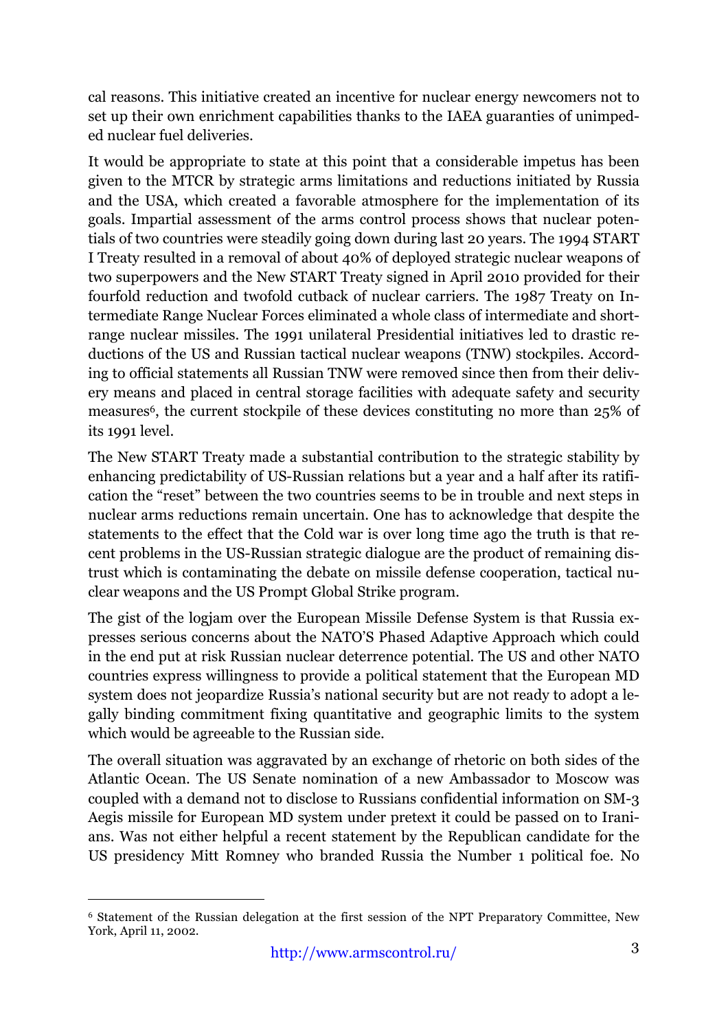cal reasons. This initiative created an incentive for nuclear energy newcomers not to set up their own enrichment capabilities thanks to the IAEA guaranties of unimpeded nuclear fuel deliveries.

It would be appropriate to state at this point that a considerable impetus has been given to the MTCR by strategic arms limitations and reductions initiated by Russia and the USA, which created a favorable atmosphere for the implementation of its goals. Impartial assessment of the arms control process shows that nuclear potentials of two countries were steadily going down during last 20 years. The 1994 START I Treaty resulted in a removal of about 40% of deployed strategic nuclear weapons of two superpowers and the New START Treaty signed in April 2010 provided for their fourfold reduction and twofold cutback of nuclear carriers. The 1987 Treaty on Intermediate Range Nuclear Forces eliminated a whole class of intermediate and short-range nuclear missiles. The 1991 unilateral Presidential initiatives led to drastic reductions of the US and Russian tactical nuclear weapons (TNW) stockpiles. According to official statements all Russian TNW were removed since then from their delivery means and placed in central storage facilities with adequate safety and security measures[6], the current stockpile of these devices constituting no more than 25% of its 1991 level.

The New START Treaty made a substantial contribution to the strategic stability by enhancing predictability of US-Russian relations but a year and a half after its ratification the "reset" between the two countries seems to be in trouble and next steps in nuclear arms reductions remain uncertain. One has to acknowledge that despite the statements to the effect that the Cold war is over long time ago the truth is that recent problems in the US-Russian strategic dialogue are the product of remaining distrust which is contaminating the debate on missile defense cooperation, tactical nuclear weapons and the US Prompt Global Strike program.

The gist of the logjam over the European Missile Defense System is that Russia expresses serious concerns about the NATO'S Phased Adaptive Approach which could in the end put at risk Russian nuclear deterrence potential. The US and other NATO countries express willingness to provide a political statement that the European MD system does not jeopardize Russia's national security but are not ready to adopt a legally binding commitment fixing quantitative and geographic limits to the system which would be agreeable to the Russian side.

The overall situation was aggravated by an exchange of rhetoric on both sides of the Atlantic Ocean. The US Senate nomination of a new Ambassador to Moscow was coupled with a demand not to disclose to Russians confidential information on SM-3 Aegis missile for European MD system under pretext it could be passed on to Iranians. Was not either helpful a recent statement by the Republican candidate for the US presidency Mitt Romney who branded Russia the Number 1 political foe. No

[6] Statement of the Russian delegation at the first session of the NPT Preparatory Committee, New York, April 11, 2002.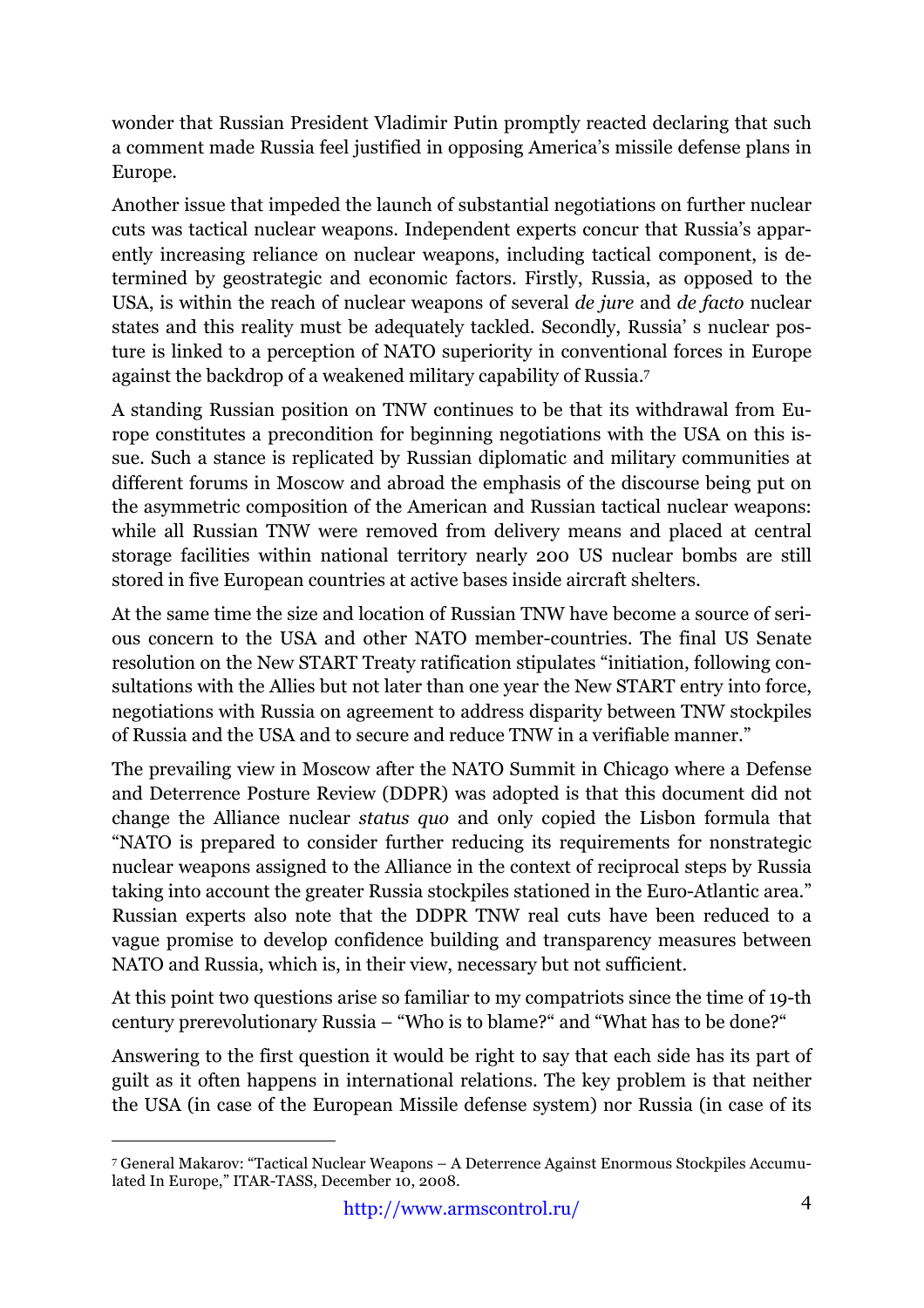wonder that Russian President Vladimir Putin promptly reacted declaring that such a comment made Russia feel justified in opposing America's missile defense plans in Europe.

Another issue that impeded the launch of substantial negotiations on further nuclear cuts was tactical nuclear weapons. Independent experts concur that Russia's apparently increasing reliance on nuclear weapons, including tactical component, is determined by geostrategic and economic factors. Firstly, Russia, as opposed to the USA, is within the reach of nuclear weapons of several *de jure* and *de facto* nuclear states and this reality must be adequately tackled. Secondly, Russia' s nuclear posture is linked to a perception of NATO superiority in conventional forces in Europe against the backdrop of a weakened military capability of Russia.[7]

A standing Russian position on TNW continues to be that its withdrawal from Europe constitutes a precondition for beginning negotiations with the USA on this issue. Such a stance is replicated by Russian diplomatic and military communities at different forums in Moscow and abroad the emphasis of the discourse being put on the asymmetric composition of the American and Russian tactical nuclear weapons: while all Russian TNW were removed from delivery means and placed at central storage facilities within national territory nearly 200 US nuclear bombs are still stored in five European countries at active bases inside aircraft shelters.

At the same time the size and location of Russian TNW have become a source of serious concern to the USA and other NATO member-countries. The final US Senate resolution on the New START Treaty ratification stipulates "initiation, following consultations with the Allies but not later than one year the New START entry into force, negotiations with Russia on agreement to address disparity between TNW stockpiles of Russia and the USA and to secure and reduce TNW in a verifiable manner."

The prevailing view in Moscow after the NATO Summit in Chicago where a Defense and Deterrence Posture Review (DDPR) was adopted is that this document did not change the Alliance nuclear *status quo* and only copied the Lisbon formula that "NATO is prepared to consider further reducing its requirements for nonstrategic nuclear weapons assigned to the Alliance in the context of reciprocal steps by Russia taking into account the greater Russia stockpiles stationed in the Euro-Atlantic area." Russian experts also note that the DDPR TNW real cuts have been reduced to a vague promise to develop confidence building and transparency measures between NATO and Russia, which is, in their view, necessary but not sufficient.

At this point two questions arise so familiar to my compatriots since the time of 19-th century prerevolutionary Russia – "Who is to blame?" and "What has to be done?"

Answering to the first question it would be right to say that each side has its part of guilt as it often happens in international relations. The key problem is that neither the USA (in case of the European Missile defense system) nor Russia (in case of its

[7] General Makarov: "Tactical Nuclear Weapons – A Deterrence Against Enormous Stockpiles Accumulated In Europe," ITAR-TASS, December 10, 2008.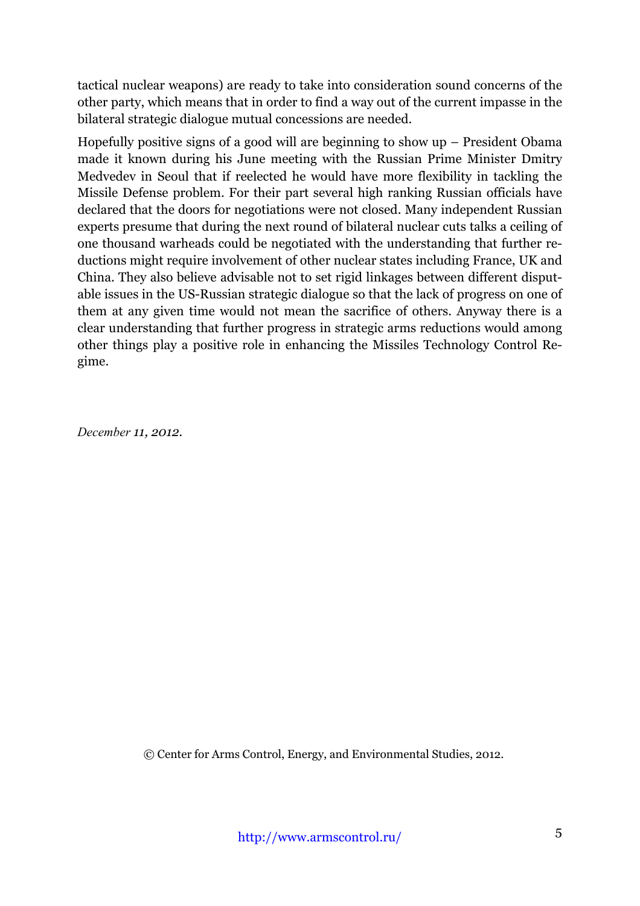tactical nuclear weapons) are ready to take into consideration sound concerns of the other party, which means that in order to find a way out of the current impasse in the bilateral strategic dialogue mutual concessions are needed.

Hopefully positive signs of a good will are beginning to show up – President Obama made it known during his June meeting with the Russian Prime Minister Dmitry Medvedev in Seoul that if reelected he would have more flexibility in tackling the Missile Defense problem. For their part several high ranking Russian officials have declared that the doors for negotiations were not closed. Many independent Russian experts presume that during the next round of bilateral nuclear cuts talks a ceiling of one thousand warheads could be negotiated with the understanding that further reductions might require involvement of other nuclear states including France, UK and China. They also believe advisable not to set rigid linkages between different disputable issues in the US-Russian strategic dialogue so that the lack of progress on one of them at any given time would not mean the sacrifice of others. Anyway there is a clear understanding that further progress in strategic arms reductions would among other things play a positive role in enhancing the Missiles Technology Control Regime.

*December 11, 2012.*

© Center for Arms Control, Energy, and Environmental Studies, 2012.

http://www.armscontrol.ru/